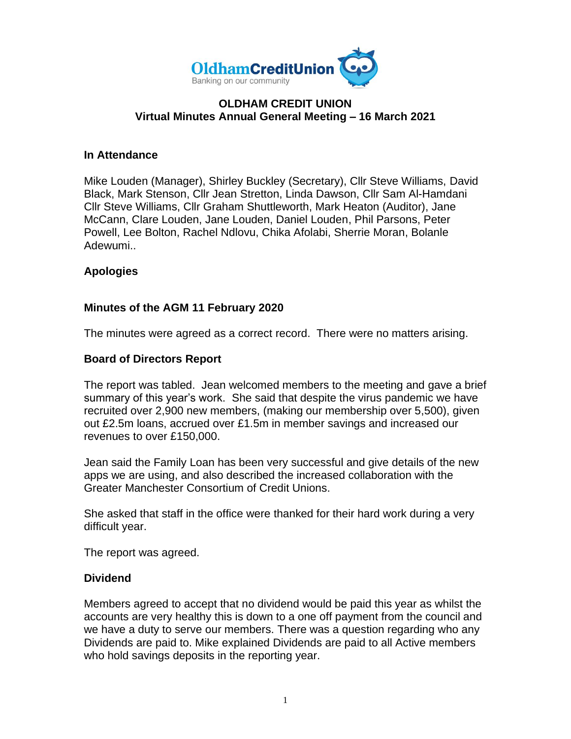# OLDHAM CREDIT UNION
## Virtual Minutes Annual General Meeting – 16 March 2021

### In Attendance

Mike Louden (Manager), Shirley Buckley (Secretary), Cllr Steve Williams, David Black, Mark Stenson, Cllr Jean Stretton, Linda Dawson, Cllr Sam Al-Hamdani Cllr Steve Williams, Cllr Graham Shuttleworth, Mark Heaton (Auditor), Jane McCann, Clare Louden, Jane Louden, Daniel Louden, Phil Parsons, Peter Powell, Lee Bolton, Rachel Ndlovu, Chika Afolabi, Sherrie Moran, Bolanle Adewumi..

### Apologies

### Minutes of the AGM 11 February 2020

The minutes were agreed as a correct record. There were no matters arising.

### Board of Directors Report

The report was tabled. Jean welcomed members to the meeting and gave a brief summary of this year's work. She said that despite the virus pandemic we have recruited over 2,900 new members, (making our membership over 5,500), given out £2.5m loans, accrued over £1.5m in member savings and increased our revenues to over £150,000.

Jean said the Family Loan has been very successful and give details of the new apps we are using, and also described the increased collaboration with the Greater Manchester Consortium of Credit Unions.

She asked that staff in the office were thanked for their hard work during a very difficult year.

The report was agreed.

### Dividend

Members agreed to accept that no dividend would be paid this year as whilst the accounts are very healthy this is down to a one off payment from the council and we have a duty to serve our members. There was a question regarding who any Dividends are paid to. Mike explained Dividends are paid to all Active members who hold savings deposits in the reporting year.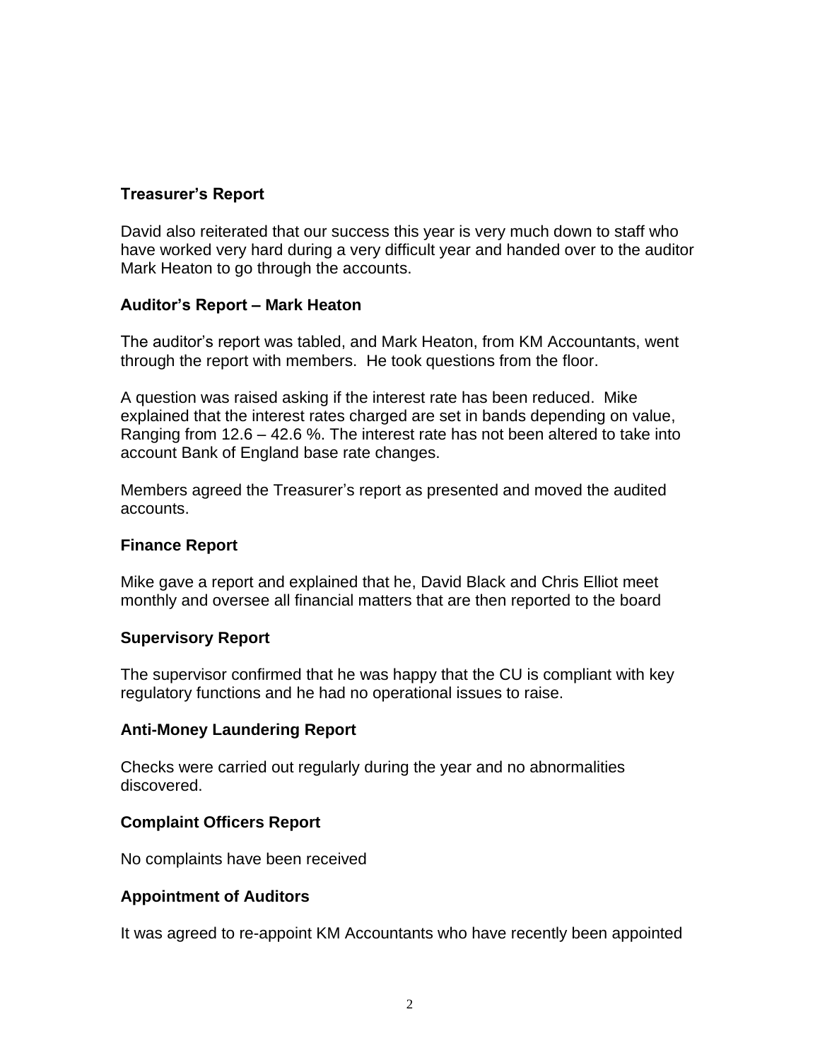**Treasurer's Report**

David also reiterated that our success this year is very much down to staff who have worked very hard during a very difficult year and handed over to the auditor Mark Heaton to go through the accounts.

**Auditor's Report – Mark Heaton**

The auditor's report was tabled, and Mark Heaton, from KM Accountants, went through the report with members. He took questions from the floor.

A question was raised asking if the interest rate has been reduced. Mike explained that the interest rates charged are set in bands depending on value, Ranging from 12.6 – 42.6 %. The interest rate has not been altered to take into account Bank of England base rate changes.

Members agreed the Treasurer's report as presented and moved the audited accounts.

**Finance Report**

Mike gave a report and explained that he, David Black and Chris Elliot meet monthly and oversee all financial matters that are then reported to the board

**Supervisory Report**

The supervisor confirmed that he was happy that the CU is compliant with key regulatory functions and he had no operational issues to raise.

**Anti-Money Laundering Report**

Checks were carried out regularly during the year and no abnormalities discovered.

**Complaint Officers Report**

No complaints have been received

**Appointment of Auditors**

It was agreed to re-appoint KM Accountants who have recently been appointed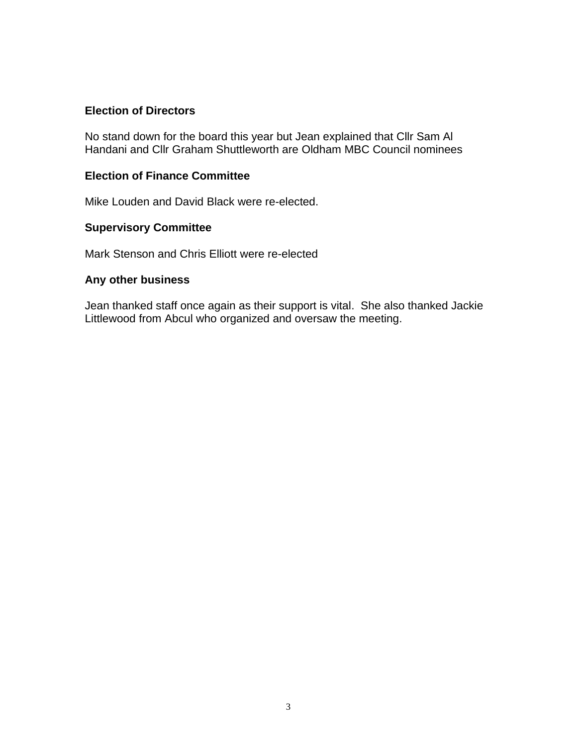**Election of Directors**

No stand down for the board this year but Jean explained that Cllr Sam Al Handani and Cllr Graham Shuttleworth are Oldham MBC Council nominees

**Election of Finance Committee**

Mike Louden and David Black were re-elected.

**Supervisory Committee**

Mark Stenson and Chris Elliott were re-elected

**Any other business**

Jean thanked staff once again as their support is vital. She also thanked Jackie Littlewood from Abcul who organized and oversaw the meeting.